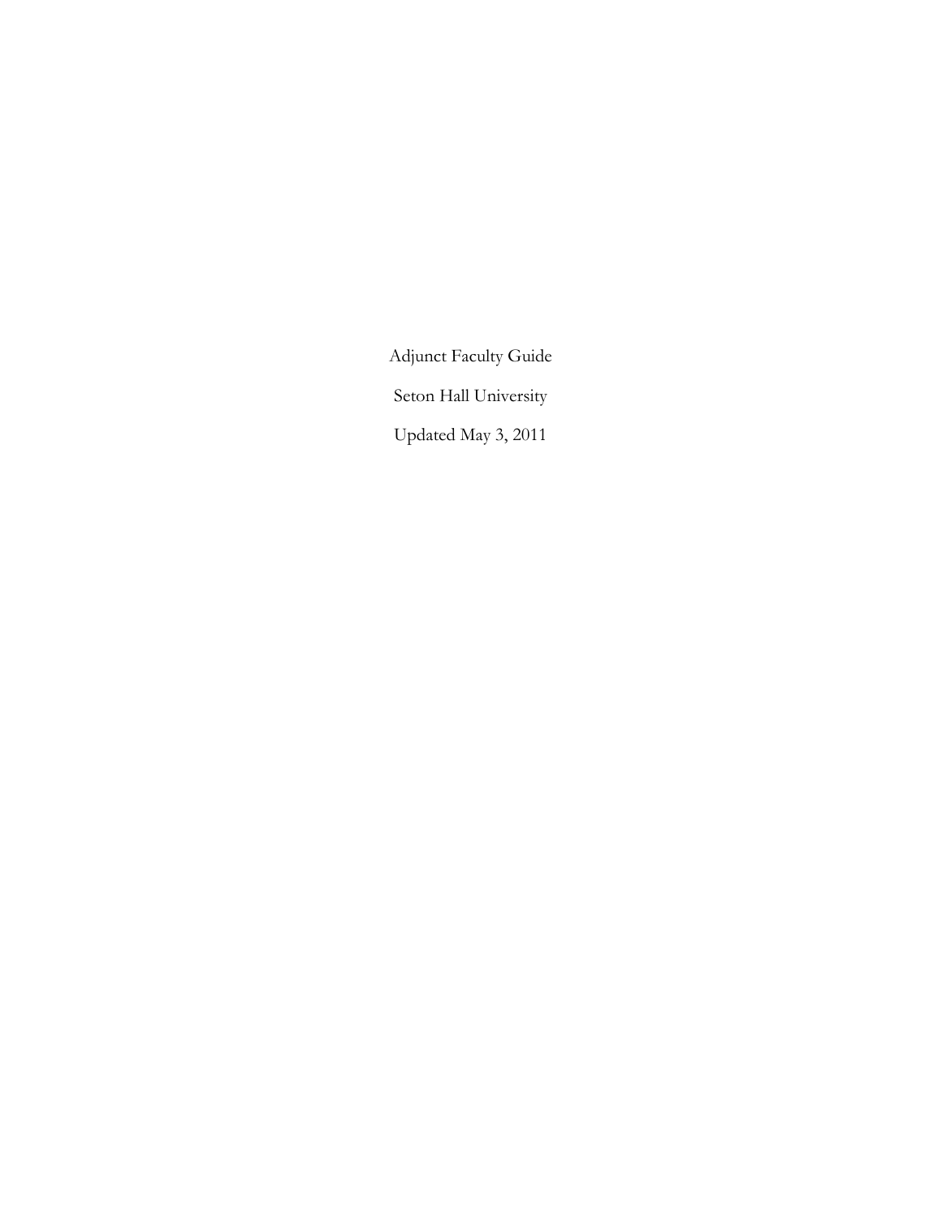# Adjunct Faculty Guide

Seton Hall University

Updated May 3, 2011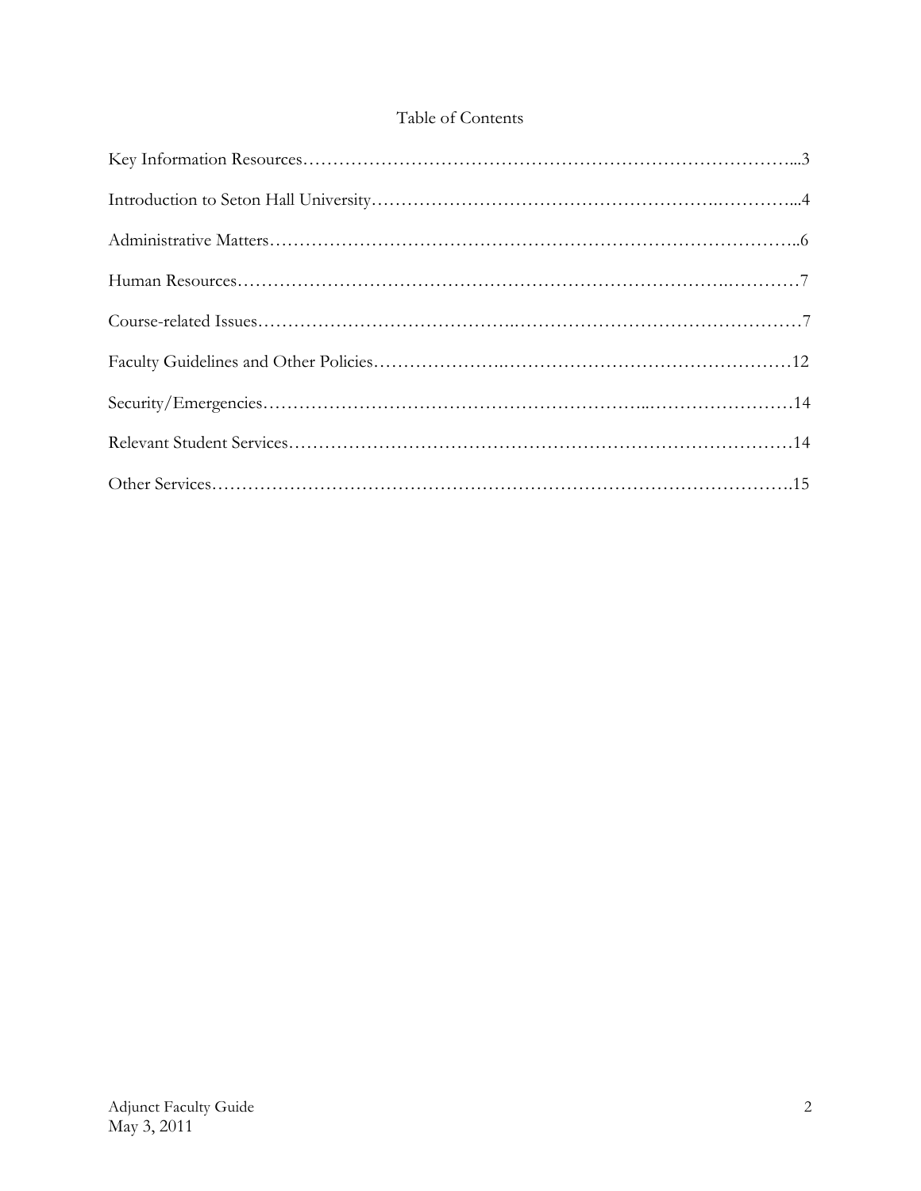# Table of Contents

Key Information Resources……………………………………………………………………...3

Introduction to Seton Hall University…………………………………………………..………...4

Administrative Matters……………………………………………………………………………..6

Human Resources…………………………………………………………………….…………7

Course-related Issues…………………………………..…………………………………………7

Faculty Guidelines and Other Policies………………….…………………………………………12

Security/Emergencies……………………………………………………...……………………14

Relevant Student Services…………………………………………………………………………14

Other Services…………………………………………………………………………………….15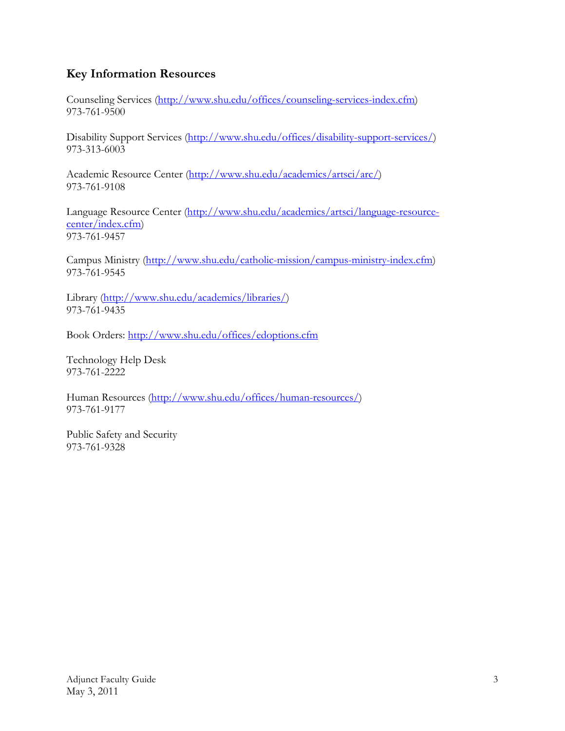## Key Information Resources

Counseling Services (http://www.shu.edu/offices/counseling-services-index.cfm)
973-761-9500

Disability Support Services (http://www.shu.edu/offices/disability-support-services/)
973-313-6003

Academic Resource Center (http://www.shu.edu/academics/artsci/arc/)
973-761-9108

Language Resource Center (http://www.shu.edu/academics/artsci/language-resource-center/index.cfm)
973-761-9457

Campus Ministry (http://www.shu.edu/catholic-mission/campus-ministry-index.cfm)
973-761-9545

Library (http://www.shu.edu/academics/libraries/)
973-761-9435

Book Orders: http://www.shu.edu/offices/edoptions.cfm

Technology Help Desk
973-761-2222

Human Resources (http://www.shu.edu/offices/human-resources/)
973-761-9177

Public Safety and Security
973-761-9328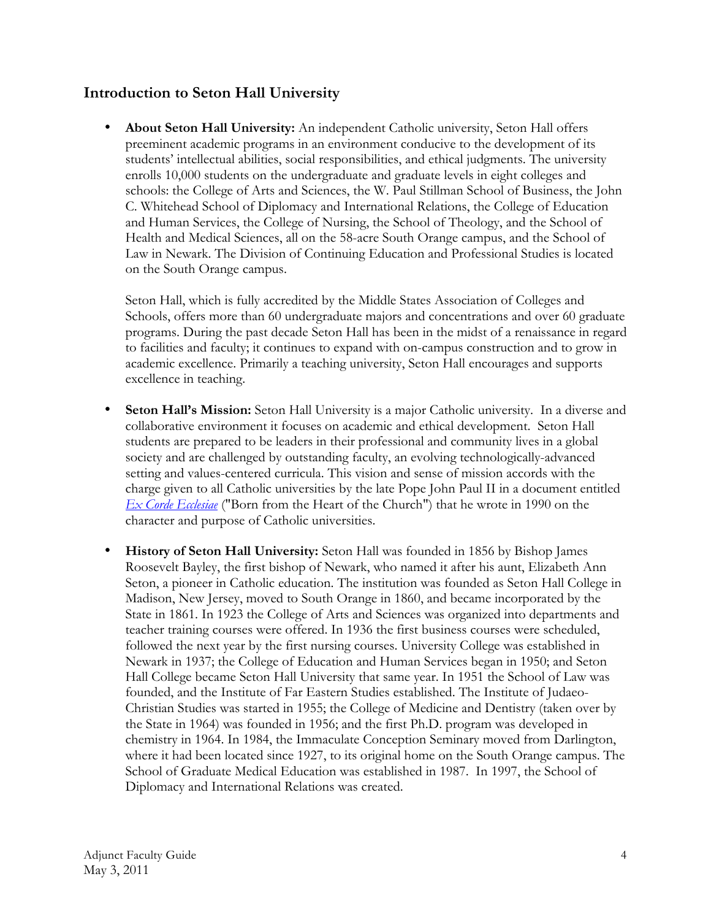## Introduction to Seton Hall University

- **About Seton Hall University:** An independent Catholic university, Seton Hall offers preeminent academic programs in an environment conducive to the development of its students' intellectual abilities, social responsibilities, and ethical judgments. The university enrolls 10,000 students on the undergraduate and graduate levels in eight colleges and schools: the College of Arts and Sciences, the W. Paul Stillman School of Business, the John C. Whitehead School of Diplomacy and International Relations, the College of Education and Human Services, the College of Nursing, the School of Theology, and the School of Health and Medical Sciences, all on the 58-acre South Orange campus, and the School of Law in Newark. The Division of Continuing Education and Professional Studies is located on the South Orange campus.

  Seton Hall, which is fully accredited by the Middle States Association of Colleges and Schools, offers more than 60 undergraduate majors and concentrations and over 60 graduate programs. During the past decade Seton Hall has been in the midst of a renaissance in regard to facilities and faculty; it continues to expand with on-campus construction and to grow in academic excellence. Primarily a teaching university, Seton Hall encourages and supports excellence in teaching.

- **Seton Hall's Mission:** Seton Hall University is a major Catholic university. In a diverse and collaborative environment it focuses on academic and ethical development. Seton Hall students are prepared to be leaders in their professional and community lives in a global society and are challenged by outstanding faculty, an evolving technologically-advanced setting and values-centered curricula. This vision and sense of mission accords with the charge given to all Catholic universities by the late Pope John Paul II in a document entitled *Ex Corde Ecclesiae* ("Born from the Heart of the Church") that he wrote in 1990 on the character and purpose of Catholic universities.

- **History of Seton Hall University:** Seton Hall was founded in 1856 by Bishop James Roosevelt Bayley, the first bishop of Newark, who named it after his aunt, Elizabeth Ann Seton, a pioneer in Catholic education. The institution was founded as Seton Hall College in Madison, New Jersey, moved to South Orange in 1860, and became incorporated by the State in 1861. In 1923 the College of Arts and Sciences was organized into departments and teacher training courses were offered. In 1936 the first business courses were scheduled, followed the next year by the first nursing courses. University College was established in Newark in 1937; the College of Education and Human Services began in 1950; and Seton Hall College became Seton Hall University that same year. In 1951 the School of Law was founded, and the Institute of Far Eastern Studies established. The Institute of Judaeo-Christian Studies was started in 1955; the College of Medicine and Dentistry (taken over by the State in 1964) was founded in 1956; and the first Ph.D. program was developed in chemistry in 1964. In 1984, the Immaculate Conception Seminary moved from Darlington, where it had been located since 1927, to its original home on the South Orange campus. The School of Graduate Medical Education was established in 1987. In 1997, the School of Diplomacy and International Relations was created.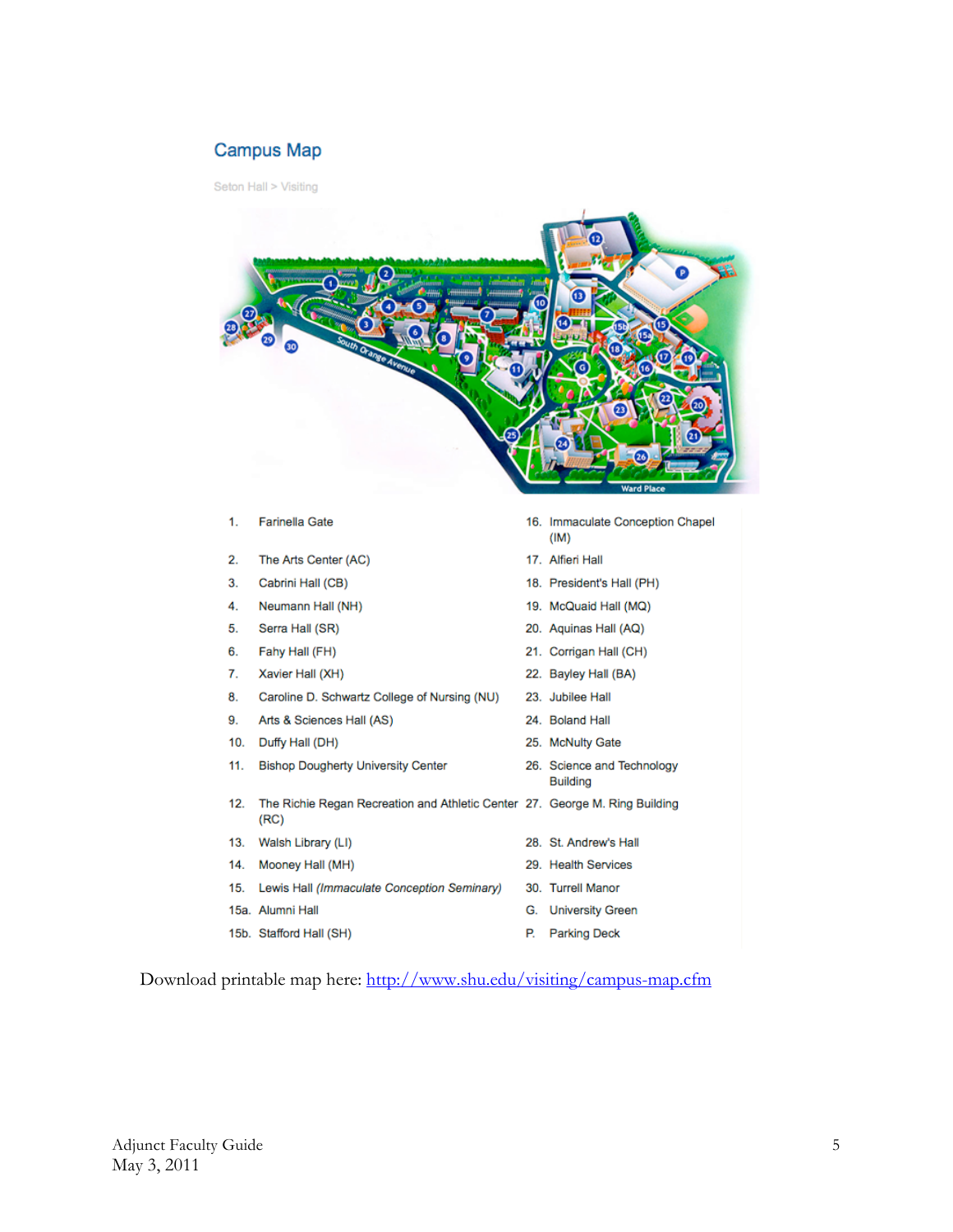## Campus Map

Seton Hall > Visiting

1. Farinella Gate
2. The Arts Center (AC)
3. Cabrini Hall (CB)
4. Neumann Hall (NH)
5. Serra Hall (SR)
6. Fahy Hall (FH)
7. Xavier Hall (XH)
8. Caroline D. Schwartz College of Nursing (NU)
9. Arts & Sciences Hall (AS)
10. Duffy Hall (DH)
11. Bishop Dougherty University Center
12. The Richie Regan Recreation and Athletic Center (RC)
13. Walsh Library (LI)
14. Mooney Hall (MH)
15. Lewis Hall *(Immaculate Conception Seminary)*

15a. Alumni Hall

15b. Stafford Hall (SH)

16. Immaculate Conception Chapel (IM)
17. Alfieri Hall
18. President's Hall (PH)
19. McQuaid Hall (MQ)
20. Aquinas Hall (AQ)
21. Corrigan Hall (CH)
22. Bayley Hall (BA)
23. Jubilee Hall
24. Boland Hall
25. McNulty Gate
26. Science and Technology Building
27. George M. Ring Building
28. St. Andrew's Hall
29. Health Services
30. Turrell Manor

G. University Green

P. Parking Deck

Download printable map here: [http://www.shu.edu/visiting/campus-map.cfm](http://www.shu.edu/visiting/campus-map.cfm)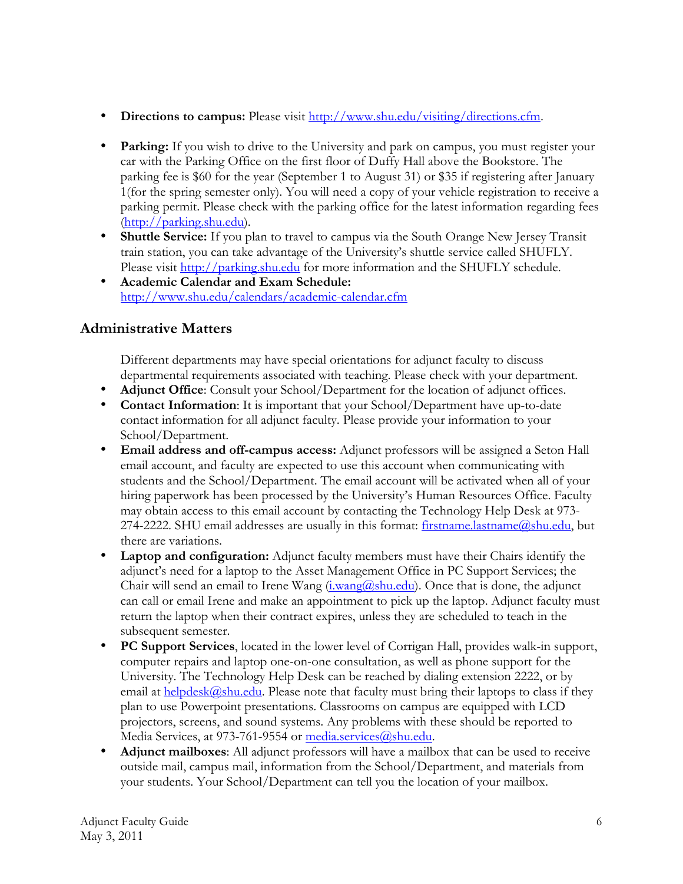- **Directions to campus:** Please visit http://www.shu.edu/visiting/directions.cfm.

- **Parking:** If you wish to drive to the University and park on campus, you must register your car with the Parking Office on the first floor of Duffy Hall above the Bookstore. The parking fee is $60 for the year (September 1 to August 31) or $35 if registering after January 1(for the spring semester only). You will need a copy of your vehicle registration to receive a parking permit. Please check with the parking office for the latest information regarding fees (http://parking.shu.edu).
- **Shuttle Service:** If you plan to travel to campus via the South Orange New Jersey Transit train station, you can take advantage of the University's shuttle service called SHUFLY. Please visit http://parking.shu.edu for more information and the SHUFLY schedule.
- **Academic Calendar and Exam Schedule:** http://www.shu.edu/calendars/academic-calendar.cfm

## Administrative Matters

Different departments may have special orientations for adjunct faculty to discuss departmental requirements associated with teaching. Please check with your department.

- **Adjunct Office**: Consult your School/Department for the location of adjunct offices.
- **Contact Information**: It is important that your School/Department have up-to-date contact information for all adjunct faculty. Please provide your information to your School/Department.
- **Email address and off-campus access:** Adjunct professors will be assigned a Seton Hall email account, and faculty are expected to use this account when communicating with students and the School/Department. The email account will be activated when all of your hiring paperwork has been processed by the University's Human Resources Office. Faculty may obtain access to this email account by contacting the Technology Help Desk at 973-274-2222. SHU email addresses are usually in this format: firstname.lastname@shu.edu, but there are variations.
- **Laptop and configuration:** Adjunct faculty members must have their Chairs identify the adjunct's need for a laptop to the Asset Management Office in PC Support Services; the Chair will send an email to Irene Wang (i.wang@shu.edu). Once that is done, the adjunct can call or email Irene and make an appointment to pick up the laptop. Adjunct faculty must return the laptop when their contract expires, unless they are scheduled to teach in the subsequent semester.
- **PC Support Services**, located in the lower level of Corrigan Hall, provides walk-in support, computer repairs and laptop one-on-one consultation, as well as phone support for the University. The Technology Help Desk can be reached by dialing extension 2222, or by email at helpdesk@shu.edu. Please note that faculty must bring their laptops to class if they plan to use Powerpoint presentations. Classrooms on campus are equipped with LCD projectors, screens, and sound systems. Any problems with these should be reported to Media Services, at 973-761-9554 or media.services@shu.edu.
- **Adjunct mailboxes**: All adjunct professors will have a mailbox that can be used to receive outside mail, campus mail, information from the School/Department, and materials from your students. Your School/Department can tell you the location of your mailbox.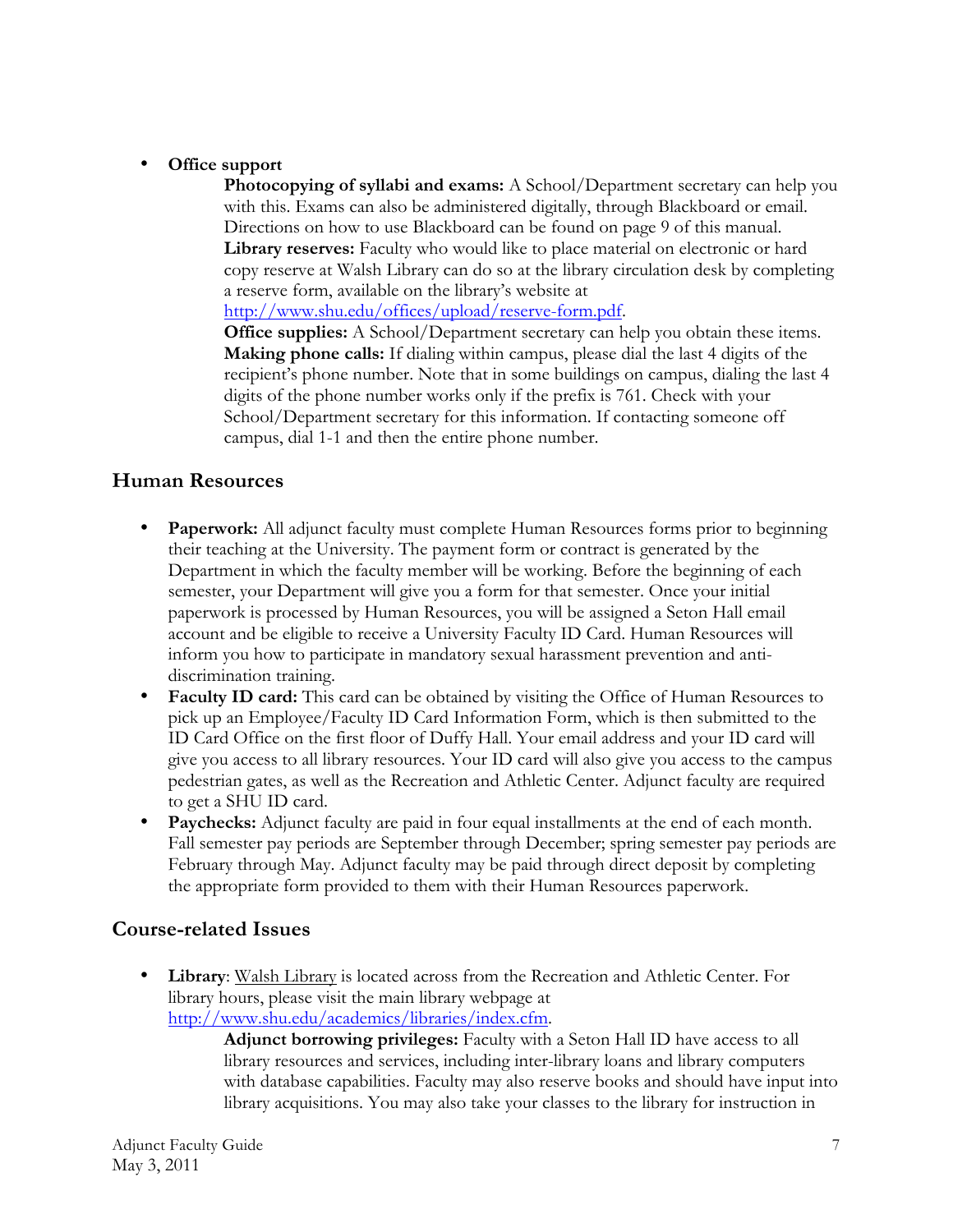- **Office support**

  **Photocopying of syllabi and exams:** A School/Department secretary can help you with this. Exams can also be administered digitally, through Blackboard or email. Directions on how to use Blackboard can be found on page 9 of this manual.
  **Library reserves:** Faculty who would like to place material on electronic or hard copy reserve at Walsh Library can do so at the library circulation desk by completing a reserve form, available on the library's website at http://www.shu.edu/offices/upload/reserve-form.pdf.
  **Office supplies:** A School/Department secretary can help you obtain these items.
  **Making phone calls:** If dialing within campus, please dial the last 4 digits of the recipient's phone number. Note that in some buildings on campus, dialing the last 4 digits of the phone number works only if the prefix is 761. Check with your School/Department secretary for this information. If contacting someone off campus, dial 1-1 and then the entire phone number.

## Human Resources

- **Paperwork:** All adjunct faculty must complete Human Resources forms prior to beginning their teaching at the University. The payment form or contract is generated by the Department in which the faculty member will be working. Before the beginning of each semester, your Department will give you a form for that semester. Once your initial paperwork is processed by Human Resources, you will be assigned a Seton Hall email account and be eligible to receive a University Faculty ID Card. Human Resources will inform you how to participate in mandatory sexual harassment prevention and anti-discrimination training.
- **Faculty ID card:** This card can be obtained by visiting the Office of Human Resources to pick up an Employee/Faculty ID Card Information Form, which is then submitted to the ID Card Office on the first floor of Duffy Hall. Your email address and your ID card will give you access to all library resources. Your ID card will also give you access to the campus pedestrian gates, as well as the Recreation and Athletic Center. Adjunct faculty are required to get a SHU ID card.
- **Paychecks:** Adjunct faculty are paid in four equal installments at the end of each month. Fall semester pay periods are September through December; spring semester pay periods are February through May. Adjunct faculty may be paid through direct deposit by completing the appropriate form provided to them with their Human Resources paperwork.

## Course-related Issues

- **Library**: Walsh Library is located across from the Recreation and Athletic Center. For library hours, please visit the main library webpage at http://www.shu.edu/academics/libraries/index.cfm.

  **Adjunct borrowing privileges:** Faculty with a Seton Hall ID have access to all library resources and services, including inter-library loans and library computers with database capabilities. Faculty may also reserve books and should have input into library acquisitions. You may also take your classes to the library for instruction in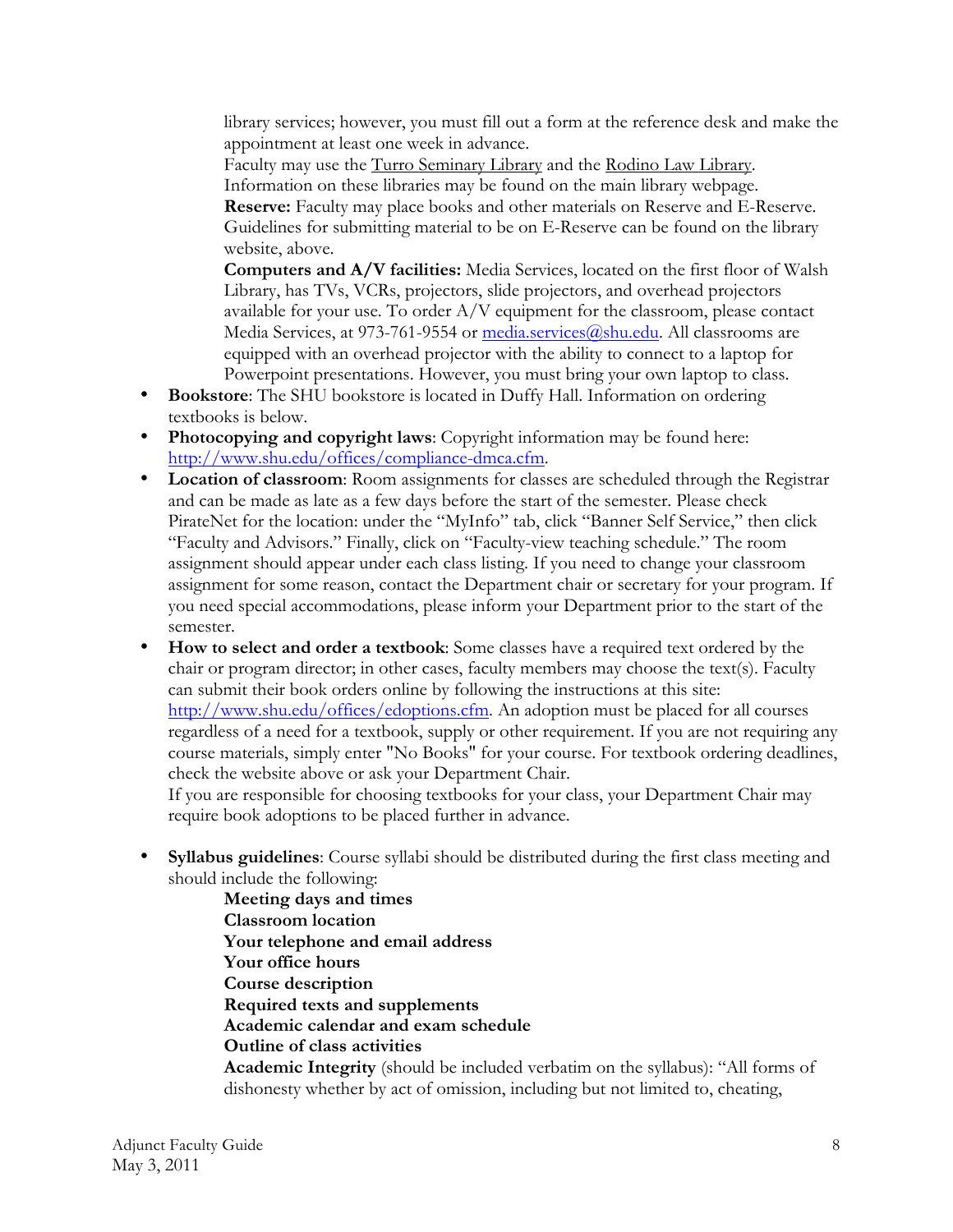library services; however, you must fill out a form at the reference desk and make the appointment at least one week in advance.
Faculty may use the Turro Seminary Library and the Rodino Law Library. Information on these libraries may be found on the main library webpage.
**Reserve:** Faculty may place books and other materials on Reserve and E-Reserve. Guidelines for submitting material to be on E-Reserve can be found on the library website, above.
**Computers and A/V facilities:** Media Services, located on the first floor of Walsh Library, has TVs, VCRs, projectors, slide projectors, and overhead projectors available for your use. To order A/V equipment for the classroom, please contact Media Services, at 973-761-9554 or media.services@shu.edu. All classrooms are equipped with an overhead projector with the ability to connect to a laptop for Powerpoint presentations. However, you must bring your own laptop to class.

- **Bookstore**: The SHU bookstore is located in Duffy Hall. Information on ordering textbooks is below.
- **Photocopying and copyright laws**: Copyright information may be found here: http://www.shu.edu/offices/compliance-dmca.cfm.
- **Location of classroom**: Room assignments for classes are scheduled through the Registrar and can be made as late as a few days before the start of the semester. Please check PirateNet for the location: under the "MyInfo" tab, click "Banner Self Service," then click "Faculty and Advisors." Finally, click on "Faculty-view teaching schedule." The room assignment should appear under each class listing. If you need to change your classroom assignment for some reason, contact the Department chair or secretary for your program. If you need special accommodations, please inform your Department prior to the start of the semester.
- **How to select and order a textbook**: Some classes have a required text ordered by the chair or program director; in other cases, faculty members may choose the text(s). Faculty can submit their book orders online by following the instructions at this site: http://www.shu.edu/offices/edoptions.cfm. An adoption must be placed for all courses regardless of a need for a textbook, supply or other requirement. If you are not requiring any course materials, simply enter "No Books" for your course. For textbook ordering deadlines, check the website above or ask your Department Chair.
  If you are responsible for choosing textbooks for your class, your Department Chair may require book adoptions to be placed further in advance.

- **Syllabus guidelines**: Course syllabi should be distributed during the first class meeting and should include the following:
  - **Meeting days and times**
  - **Classroom location**
  - **Your telephone and email address**
  - **Your office hours**
  - **Course description**
  - **Required texts and supplements**
  - **Academic calendar and exam schedule**
  - **Outline of class activities**
  - **Academic Integrity** (should be included verbatim on the syllabus): "All forms of dishonesty whether by act of omission, including but not limited to, cheating,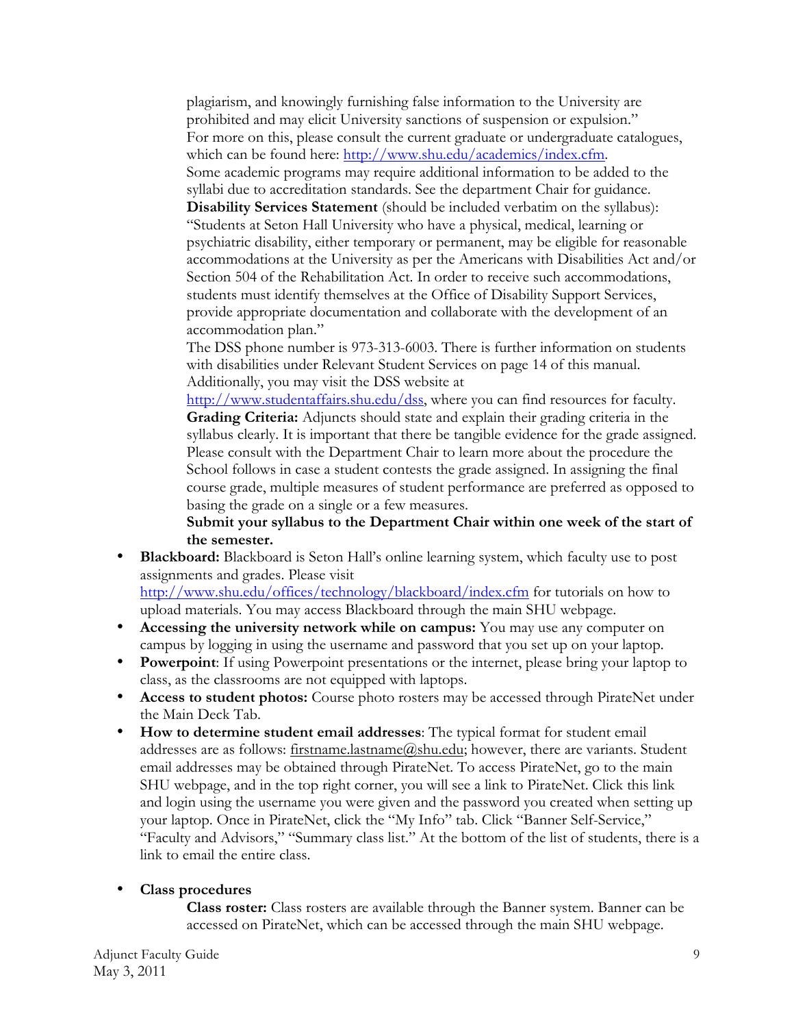plagiarism, and knowingly furnishing false information to the University are prohibited and may elicit University sanctions of suspension or expulsion."
For more on this, please consult the current graduate or undergraduate catalogues, which can be found here: http://www.shu.edu/academics/index.cfm.
Some academic programs may require additional information to be added to the syllabi due to accreditation standards. See the department Chair for guidance.
**Disability Services Statement** (should be included verbatim on the syllabus): "Students at Seton Hall University who have a physical, medical, learning or psychiatric disability, either temporary or permanent, may be eligible for reasonable accommodations at the University as per the Americans with Disabilities Act and/or Section 504 of the Rehabilitation Act. In order to receive such accommodations, students must identify themselves at the Office of Disability Support Services, provide appropriate documentation and collaborate with the development of an accommodation plan."
The DSS phone number is 973-313-6003. There is further information on students with disabilities under Relevant Student Services on page 14 of this manual. Additionally, you may visit the DSS website at http://www.studentaffairs.shu.edu/dss, where you can find resources for faculty.
**Grading Criteria:** Adjuncts should state and explain their grading criteria in the syllabus clearly. It is important that there be tangible evidence for the grade assigned. Please consult with the Department Chair to learn more about the procedure the School follows in case a student contests the grade assigned. In assigning the final course grade, multiple measures of student performance are preferred as opposed to basing the grade on a single or a few measures.
**Submit your syllabus to the Department Chair within one week of the start of the semester.**

- **Blackboard:** Blackboard is Seton Hall's online learning system, which faculty use to post assignments and grades. Please visit http://www.shu.edu/offices/technology/blackboard/index.cfm for tutorials on how to upload materials. You may access Blackboard through the main SHU webpage.
- **Accessing the university network while on campus:** You may use any computer on campus by logging in using the username and password that you set up on your laptop.
- **Powerpoint**: If using Powerpoint presentations or the internet, please bring your laptop to class, as the classrooms are not equipped with laptops.
- **Access to student photos:** Course photo rosters may be accessed through PirateNet under the Main Deck Tab.
- **How to determine student email addresses**: The typical format for student email addresses are as follows: firstname.lastname@shu.edu; however, there are variants. Student email addresses may be obtained through PirateNet. To access PirateNet, go to the main SHU webpage, and in the top right corner, you will see a link to PirateNet. Click this link and login using the username you were given and the password you created when setting up your laptop. Once in PirateNet, click the "My Info" tab. Click "Banner Self-Service," "Faculty and Advisors," "Summary class list." At the bottom of the list of students, there is a link to email the entire class.

- **Class procedures**

  **Class roster:** Class rosters are available through the Banner system. Banner can be accessed on PirateNet, which can be accessed through the main SHU webpage.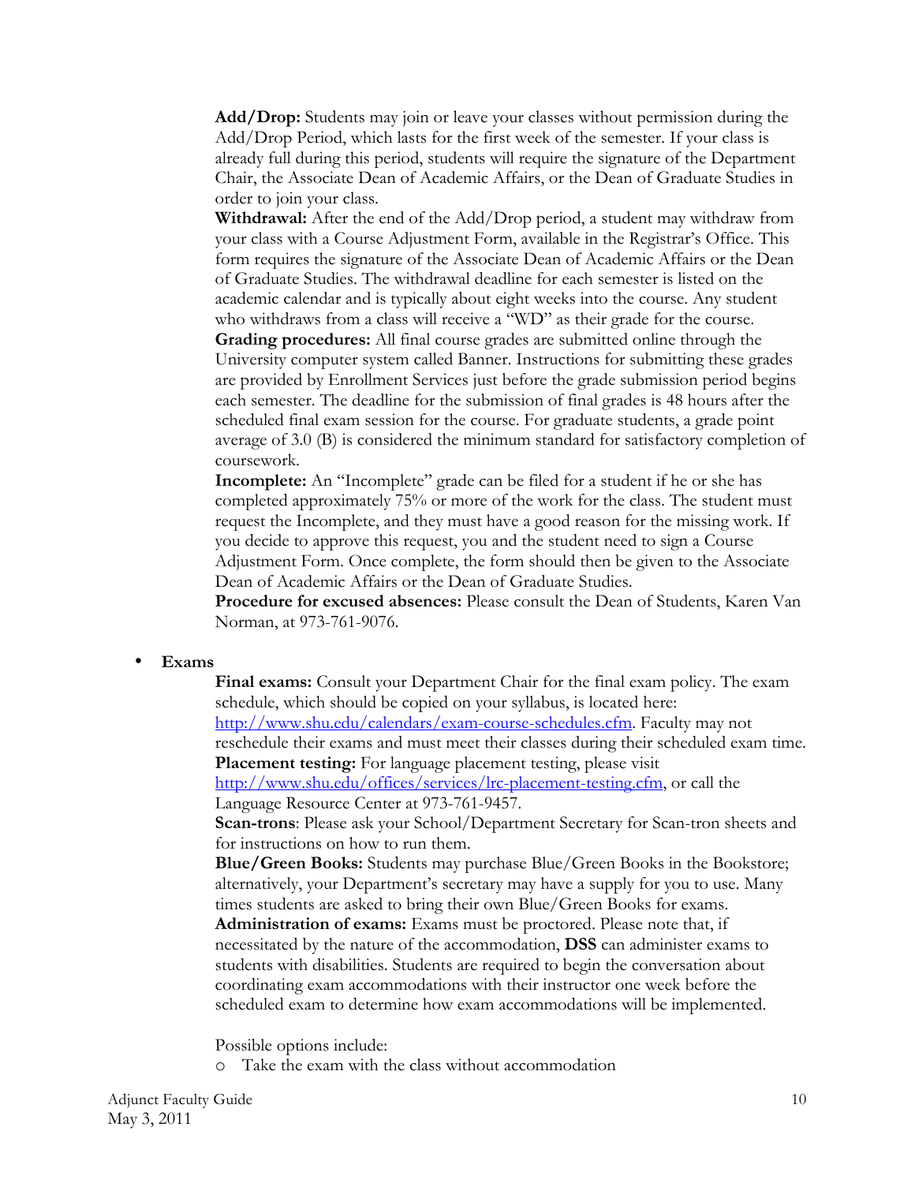**Add/Drop:** Students may join or leave your classes without permission during the Add/Drop Period, which lasts for the first week of the semester. If your class is already full during this period, students will require the signature of the Department Chair, the Associate Dean of Academic Affairs, or the Dean of Graduate Studies in order to join your class.

**Withdrawal:** After the end of the Add/Drop period, a student may withdraw from your class with a Course Adjustment Form, available in the Registrar's Office. This form requires the signature of the Associate Dean of Academic Affairs or the Dean of Graduate Studies. The withdrawal deadline for each semester is listed on the academic calendar and is typically about eight weeks into the course. Any student who withdraws from a class will receive a "WD" as their grade for the course.

**Grading procedures:** All final course grades are submitted online through the University computer system called Banner. Instructions for submitting these grades are provided by Enrollment Services just before the grade submission period begins each semester. The deadline for the submission of final grades is 48 hours after the scheduled final exam session for the course. For graduate students, a grade point average of 3.0 (B) is considered the minimum standard for satisfactory completion of coursework.

**Incomplete:** An "Incomplete" grade can be filed for a student if he or she has completed approximately 75% or more of the work for the class. The student must request the Incomplete, and they must have a good reason for the missing work. If you decide to approve this request, you and the student need to sign a Course Adjustment Form. Once complete, the form should then be given to the Associate Dean of Academic Affairs or the Dean of Graduate Studies.

**Procedure for excused absences:** Please consult the Dean of Students, Karen Van Norman, at 973-761-9076.

- **Exams**

**Final exams:** Consult your Department Chair for the final exam policy. The exam schedule, which should be copied on your syllabus, is located here: http://www.shu.edu/calendars/exam-course-schedules.cfm. Faculty may not reschedule their exams and must meet their classes during their scheduled exam time.

**Placement testing:** For language placement testing, please visit http://www.shu.edu/offices/services/lrc-placement-testing.cfm, or call the Language Resource Center at 973-761-9457.

**Scan-trons**: Please ask your School/Department Secretary for Scan-tron sheets and for instructions on how to run them.

**Blue/Green Books:** Students may purchase Blue/Green Books in the Bookstore; alternatively, your Department's secretary may have a supply for you to use. Many times students are asked to bring their own Blue/Green Books for exams.

**Administration of exams:** Exams must be proctored. Please note that, if necessitated by the nature of the accommodation, **DSS** can administer exams to students with disabilities. Students are required to begin the conversation about coordinating exam accommodations with their instructor one week before the scheduled exam to determine how exam accommodations will be implemented.

Possible options include:

- Take the exam with the class without accommodation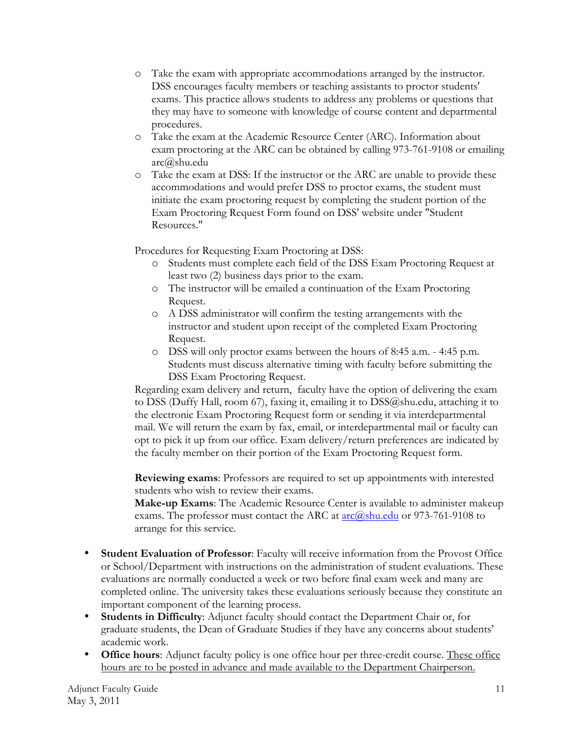- Take the exam with appropriate accommodations arranged by the instructor. DSS encourages faculty members or teaching assistants to proctor students' exams. This practice allows students to address any problems or questions that they may have to someone with knowledge of course content and departmental procedures.
  - Take the exam at the Academic Resource Center (ARC). Information about exam proctoring at the ARC can be obtained by calling 973-761-9108 or emailing arc@shu.edu
  - Take the exam at DSS: If the instructor or the ARC are unable to provide these accommodations and would prefer DSS to proctor exams, the student must initiate the exam proctoring request by completing the student portion of the Exam Proctoring Request Form found on DSS' website under "Student Resources."

  Procedures for Requesting Exam Proctoring at DSS:

  - Students must complete each field of the DSS Exam Proctoring Request at least two (2) business days prior to the exam.
  - The instructor will be emailed a continuation of the Exam Proctoring Request.
  - A DSS administrator will confirm the testing arrangements with the instructor and student upon receipt of the completed Exam Proctoring Request.
  - DSS will only proctor exams between the hours of 8:45 a.m. - 4:45 p.m. Students must discuss alternative timing with faculty before submitting the DSS Exam Proctoring Request.

  Regarding exam delivery and return, faculty have the option of delivering the exam to DSS (Duffy Hall, room 67), faxing it, emailing it to DSS@shu.edu, attaching it to the electronic Exam Proctoring Request form or sending it via interdepartmental mail. We will return the exam by fax, email, or interdepartmental mail or faculty can opt to pick it up from our office. Exam delivery/return preferences are indicated by the faculty member on their portion of the Exam Proctoring Request form.

  **Reviewing exams**: Professors are required to set up appointments with interested students who wish to review their exams.
  **Make-up Exams**: The Academic Resource Center is available to administer makeup exams. The professor must contact the ARC at arc@shu.edu or 973-761-9108 to arrange for this service.

- **Student Evaluation of Professor**: Faculty will receive information from the Provost Office or School/Department with instructions on the administration of student evaluations. These evaluations are normally conducted a week or two before final exam week and many are completed online. The university takes these evaluations seriously because they constitute an important component of the learning process.
- **Students in Difficulty**: Adjunct faculty should contact the Department Chair or, for graduate students, the Dean of Graduate Studies if they have any concerns about students' academic work.
- **Office hours**: Adjunct faculty policy is one office hour per three-credit course. <u>These office hours are to be posted in advance and made available to the Department Chairperson.</u>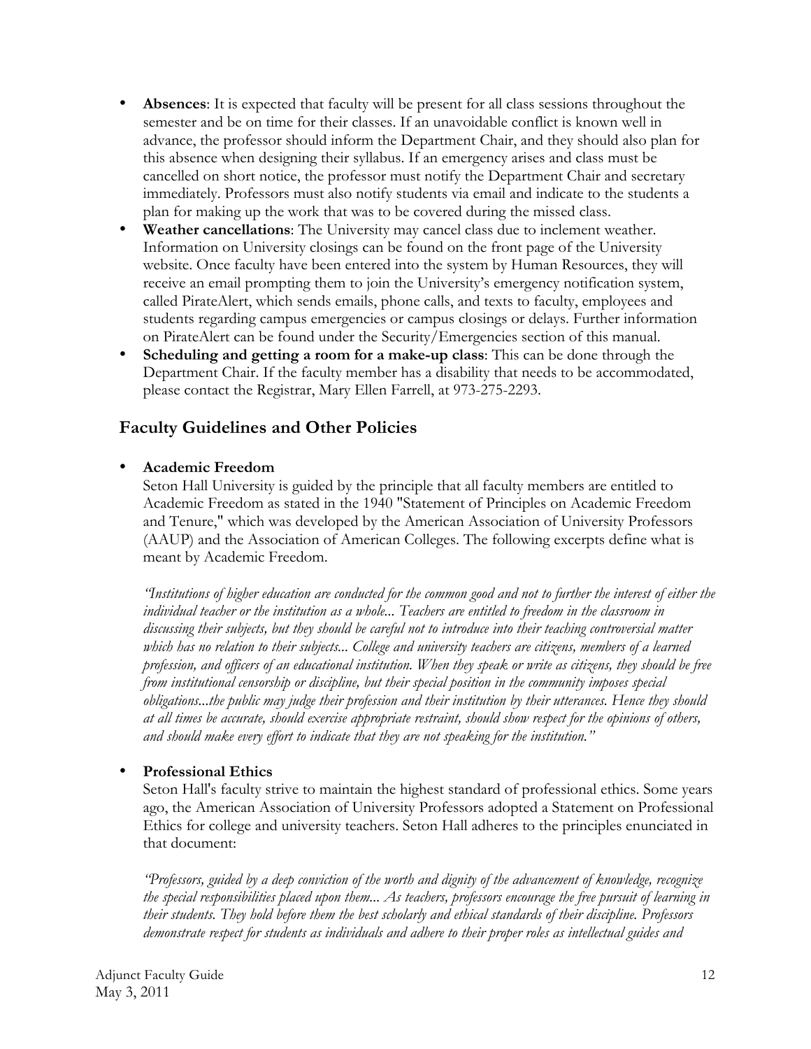- **Absences**: It is expected that faculty will be present for all class sessions throughout the semester and be on time for their classes. If an unavoidable conflict is known well in advance, the professor should inform the Department Chair, and they should also plan for this absence when designing their syllabus. If an emergency arises and class must be cancelled on short notice, the professor must notify the Department Chair and secretary immediately. Professors must also notify students via email and indicate to the students a plan for making up the work that was to be covered during the missed class.
- **Weather cancellations**: The University may cancel class due to inclement weather. Information on University closings can be found on the front page of the University website. Once faculty have been entered into the system by Human Resources, they will receive an email prompting them to join the University's emergency notification system, called PirateAlert, which sends emails, phone calls, and texts to faculty, employees and students regarding campus emergencies or campus closings or delays. Further information on PirateAlert can be found under the Security/Emergencies section of this manual.
- **Scheduling and getting a room for a make-up class**: This can be done through the Department Chair. If the faculty member has a disability that needs to be accommodated, please contact the Registrar, Mary Ellen Farrell, at 973-275-2293.

## Faculty Guidelines and Other Policies

- **Academic Freedom**

  Seton Hall University is guided by the principle that all faculty members are entitled to Academic Freedom as stated in the 1940 "Statement of Principles on Academic Freedom and Tenure," which was developed by the American Association of University Professors (AAUP) and the Association of American Colleges. The following excerpts define what is meant by Academic Freedom.

  *"Institutions of higher education are conducted for the common good and not to further the interest of either the individual teacher or the institution as a whole... Teachers are entitled to freedom in the classroom in discussing their subjects, but they should be careful not to introduce into their teaching controversial matter which has no relation to their subjects... College and university teachers are citizens, members of a learned profession, and officers of an educational institution. When they speak or write as citizens, they should be free from institutional censorship or discipline, but their special position in the community imposes special obligations...the public may judge their profession and their institution by their utterances. Hence they should at all times be accurate, should exercise appropriate restraint, should show respect for the opinions of others, and should make every effort to indicate that they are not speaking for the institution."*

- **Professional Ethics**

  Seton Hall's faculty strive to maintain the highest standard of professional ethics. Some years ago, the American Association of University Professors adopted a Statement on Professional Ethics for college and university teachers. Seton Hall adheres to the principles enunciated in that document:

  *"Professors, guided by a deep conviction of the worth and dignity of the advancement of knowledge, recognize the special responsibilities placed upon them... As teachers, professors encourage the free pursuit of learning in their students. They hold before them the best scholarly and ethical standards of their discipline. Professors demonstrate respect for students as individuals and adhere to their proper roles as intellectual guides and*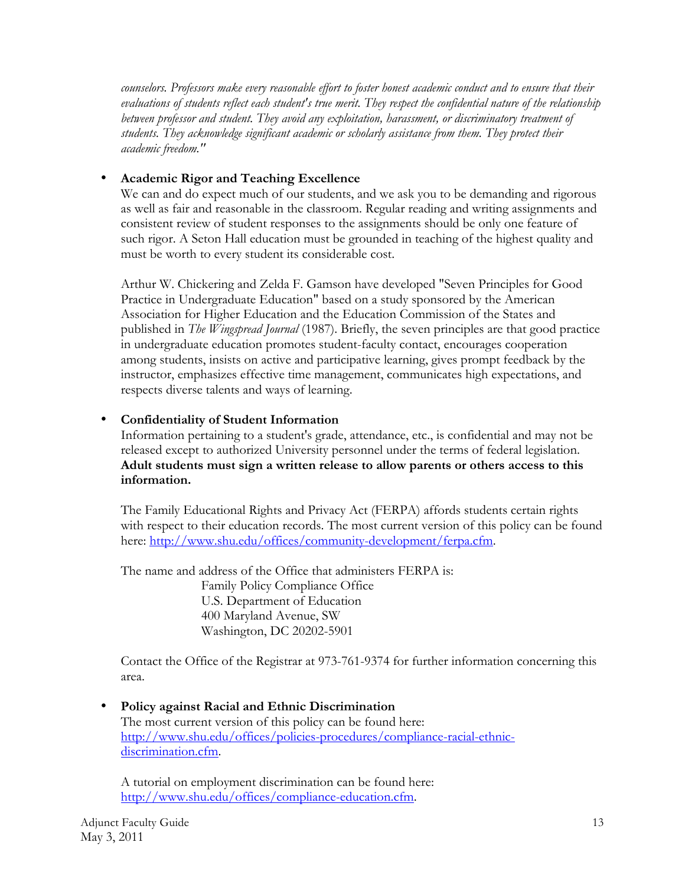*counselors. Professors make every reasonable effort to foster honest academic conduct and to ensure that their evaluations of students reflect each student's true merit. They respect the confidential nature of the relationship between professor and student. They avoid any exploitation, harassment, or discriminatory treatment of students. They acknowledge significant academic or scholarly assistance from them. They protect their academic freedom."*

- **Academic Rigor and Teaching Excellence**

  We can and do expect much of our students, and we ask you to be demanding and rigorous as well as fair and reasonable in the classroom. Regular reading and writing assignments and consistent review of student responses to the assignments should be only one feature of such rigor. A Seton Hall education must be grounded in teaching of the highest quality and must be worth to every student its considerable cost.

  Arthur W. Chickering and Zelda F. Gamson have developed "Seven Principles for Good Practice in Undergraduate Education" based on a study sponsored by the American Association for Higher Education and the Education Commission of the States and published in *The Wingspread Journal* (1987). Briefly, the seven principles are that good practice in undergraduate education promotes student-faculty contact, encourages cooperation among students, insists on active and participative learning, gives prompt feedback by the instructor, emphasizes effective time management, communicates high expectations, and respects diverse talents and ways of learning.

- **Confidentiality of Student Information**

  Information pertaining to a student's grade, attendance, etc., is confidential and may not be released except to authorized University personnel under the terms of federal legislation. **Adult students must sign a written release to allow parents or others access to this information.**

  The Family Educational Rights and Privacy Act (FERPA) affords students certain rights with respect to their education records. The most current version of this policy can be found here: http://www.shu.edu/offices/community-development/ferpa.cfm.

  The name and address of the Office that administers FERPA is:

  Family Policy Compliance Office
  U.S. Department of Education
  400 Maryland Avenue, SW
  Washington, DC 20202-5901

  Contact the Office of the Registrar at 973-761-9374 for further information concerning this area.

- **Policy against Racial and Ethnic Discrimination**

  The most current version of this policy can be found here: http://www.shu.edu/offices/policies-procedures/compliance-racial-ethnic-discrimination.cfm.

  A tutorial on employment discrimination can be found here: http://www.shu.edu/offices/compliance-education.cfm.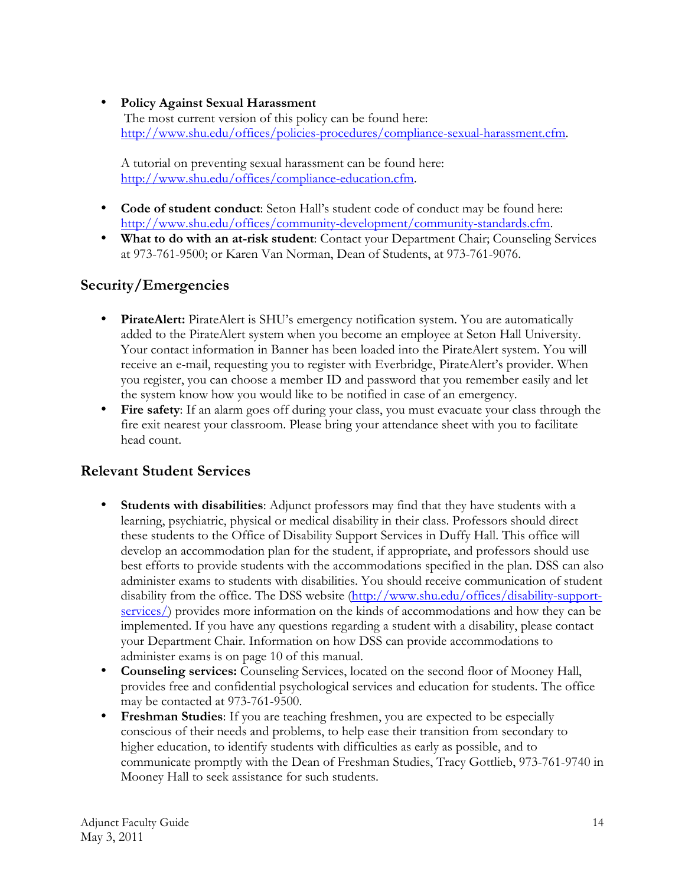- **Policy Against Sexual Harassment**
  The most current version of this policy can be found here: http://www.shu.edu/offices/policies-procedures/compliance-sexual-harassment.cfm.

  A tutorial on preventing sexual harassment can be found here: http://www.shu.edu/offices/compliance-education.cfm.

- **Code of student conduct**: Seton Hall's student code of conduct may be found here: http://www.shu.edu/offices/community-development/community-standards.cfm.
- **What to do with an at-risk student**: Contact your Department Chair; Counseling Services at 973-761-9500; or Karen Van Norman, Dean of Students, at 973-761-9076.

## Security/Emergencies

- **PirateAlert:** PirateAlert is SHU's emergency notification system. You are automatically added to the PirateAlert system when you become an employee at Seton Hall University. Your contact information in Banner has been loaded into the PirateAlert system. You will receive an e-mail, requesting you to register with Everbridge, PirateAlert's provider. When you register, you can choose a member ID and password that you remember easily and let the system know how you would like to be notified in case of an emergency.
- **Fire safety**: If an alarm goes off during your class, you must evacuate your class through the fire exit nearest your classroom. Please bring your attendance sheet with you to facilitate head count.

## Relevant Student Services

- **Students with disabilities**: Adjunct professors may find that they have students with a learning, psychiatric, physical or medical disability in their class. Professors should direct these students to the Office of Disability Support Services in Duffy Hall. This office will develop an accommodation plan for the student, if appropriate, and professors should use best efforts to provide students with the accommodations specified in the plan. DSS can also administer exams to students with disabilities. You should receive communication of student disability from the office. The DSS website (http://www.shu.edu/offices/disability-support-services/) provides more information on the kinds of accommodations and how they can be implemented. If you have any questions regarding a student with a disability, please contact your Department Chair. Information on how DSS can provide accommodations to administer exams is on page 10 of this manual.
- **Counseling services:** Counseling Services, located on the second floor of Mooney Hall, provides free and confidential psychological services and education for students. The office may be contacted at 973-761-9500.
- **Freshman Studies**: If you are teaching freshmen, you are expected to be especially conscious of their needs and problems, to help ease their transition from secondary to higher education, to identify students with difficulties as early as possible, and to communicate promptly with the Dean of Freshman Studies, Tracy Gottlieb, 973-761-9740 in Mooney Hall to seek assistance for such students.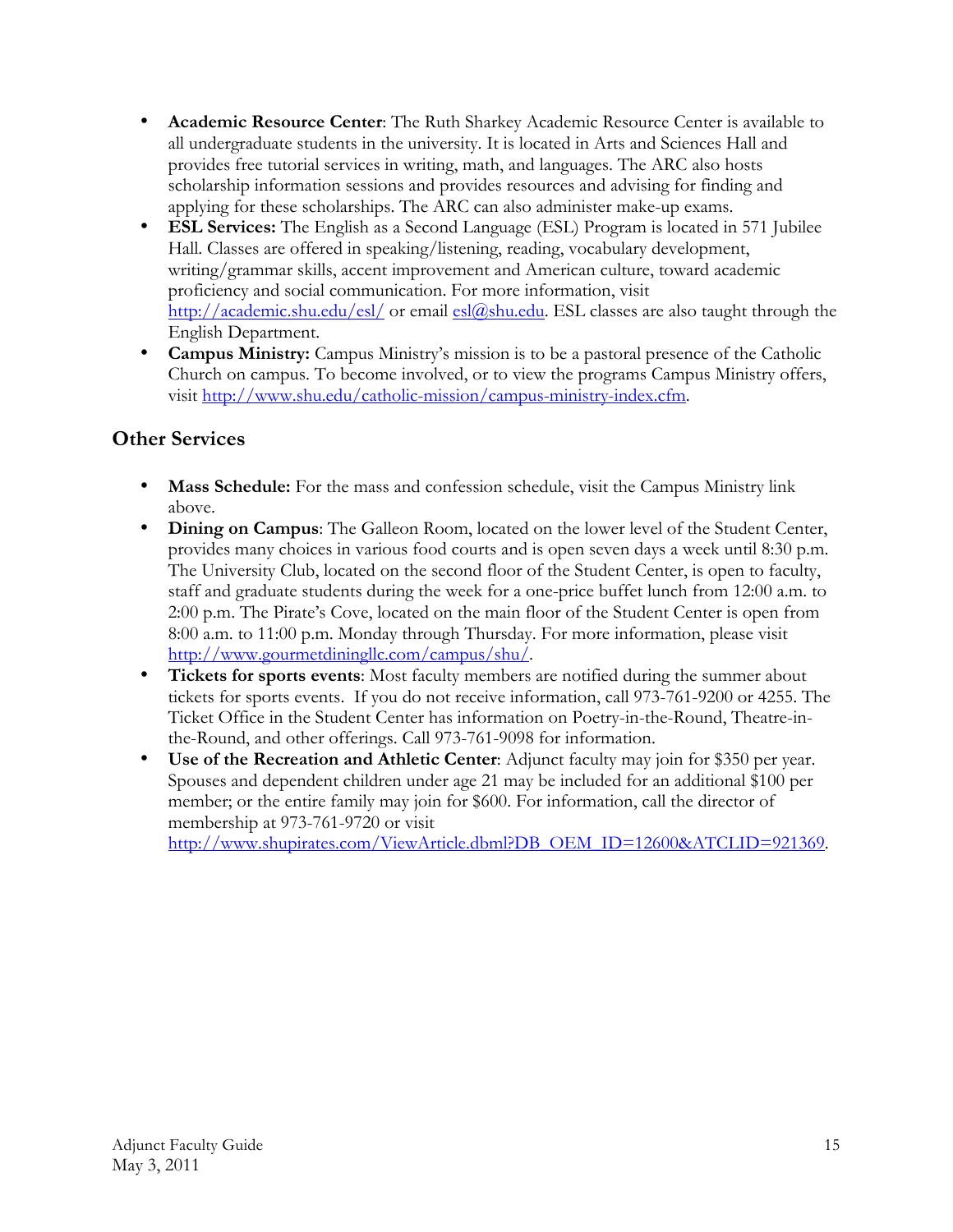- **Academic Resource Center**: The Ruth Sharkey Academic Resource Center is available to all undergraduate students in the university. It is located in Arts and Sciences Hall and provides free tutorial services in writing, math, and languages. The ARC also hosts scholarship information sessions and provides resources and advising for finding and applying for these scholarships. The ARC can also administer make-up exams.
- **ESL Services:** The English as a Second Language (ESL) Program is located in 571 Jubilee Hall. Classes are offered in speaking/listening, reading, vocabulary development, writing/grammar skills, accent improvement and American culture, toward academic proficiency and social communication. For more information, visit http://academic.shu.edu/esl/ or email esl@shu.edu. ESL classes are also taught through the English Department.
- **Campus Ministry:** Campus Ministry's mission is to be a pastoral presence of the Catholic Church on campus. To become involved, or to view the programs Campus Ministry offers, visit http://www.shu.edu/catholic-mission/campus-ministry-index.cfm.

## Other Services

- **Mass Schedule:** For the mass and confession schedule, visit the Campus Ministry link above.
- **Dining on Campus**: The Galleon Room, located on the lower level of the Student Center, provides many choices in various food courts and is open seven days a week until 8:30 p.m. The University Club, located on the second floor of the Student Center, is open to faculty, staff and graduate students during the week for a one-price buffet lunch from 12:00 a.m. to 2:00 p.m. The Pirate's Cove, located on the main floor of the Student Center is open from 8:00 a.m. to 11:00 p.m. Monday through Thursday. For more information, please visit http://www.gourmetdiningllc.com/campus/shu/.
- **Tickets for sports events**: Most faculty members are notified during the summer about tickets for sports events. If you do not receive information, call 973-761-9200 or 4255. The Ticket Office in the Student Center has information on Poetry-in-the-Round, Theatre-in-the-Round, and other offerings. Call 973-761-9098 for information.
- **Use of the Recreation and Athletic Center**: Adjunct faculty may join for $350 per year. Spouses and dependent children under age 21 may be included for an additional $100 per member; or the entire family may join for $600. For information, call the director of membership at 973-761-9720 or visit http://www.shupirates.com/ViewArticle.dbml?DB_OEM_ID=12600&ATCLID=921369.